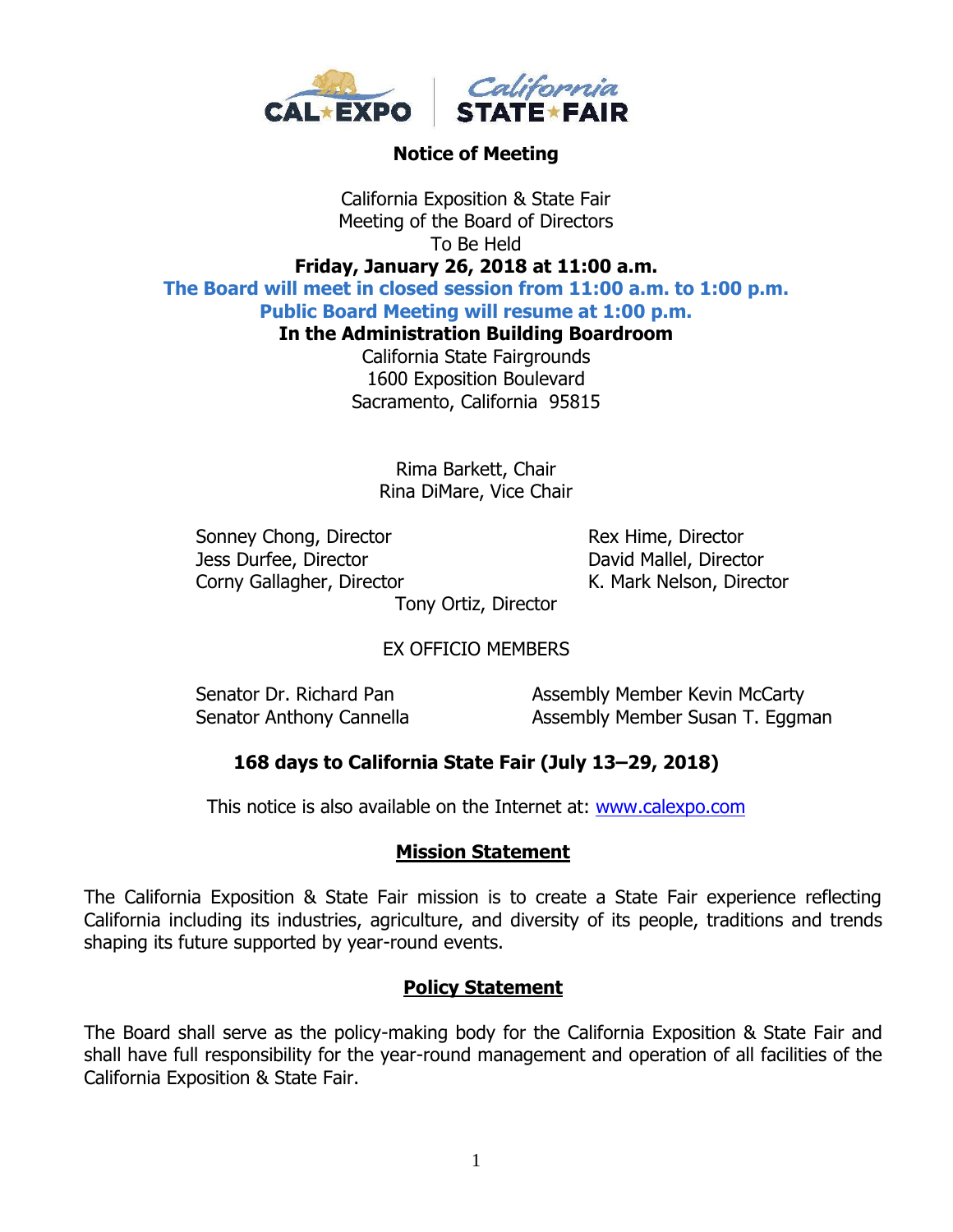## Notice of Meeting

California Exposition & State Fair
Meeting of the Board of Directors
To Be Held
**Friday, January 26, 2018 at 11:00 a.m.**
**The Board will meet in closed session from 11:00 a.m. to 1:00 p.m.**
**Public Board Meeting will resume at 1:00 p.m.**
**In the Administration Building Boardroom**
California State Fairgrounds
1600 Exposition Boulevard
Sacramento, California 95815

Rima Barkett, Chair
Rina DiMare, Vice Chair

Sonney Chong, Director
Jess Durfee, Director
Corny Gallagher, Director
Rex Hime, Director
David Mallel, Director
K. Mark Nelson, Director
Tony Ortiz, Director

EX OFFICIO MEMBERS

Senator Dr. Richard Pan
Senator Anthony Cannella
Assembly Member Kevin McCarty
Assembly Member Susan T. Eggman

**168 days to California State Fair (July 13–29, 2018)**

This notice is also available on the Internet at: www.calexpo.com

### Mission Statement

The California Exposition & State Fair mission is to create a State Fair experience reflecting California including its industries, agriculture, and diversity of its people, traditions and trends shaping its future supported by year-round events.

### Policy Statement

The Board shall serve as the policy-making body for the California Exposition & State Fair and shall have full responsibility for the year-round management and operation of all facilities of the California Exposition & State Fair.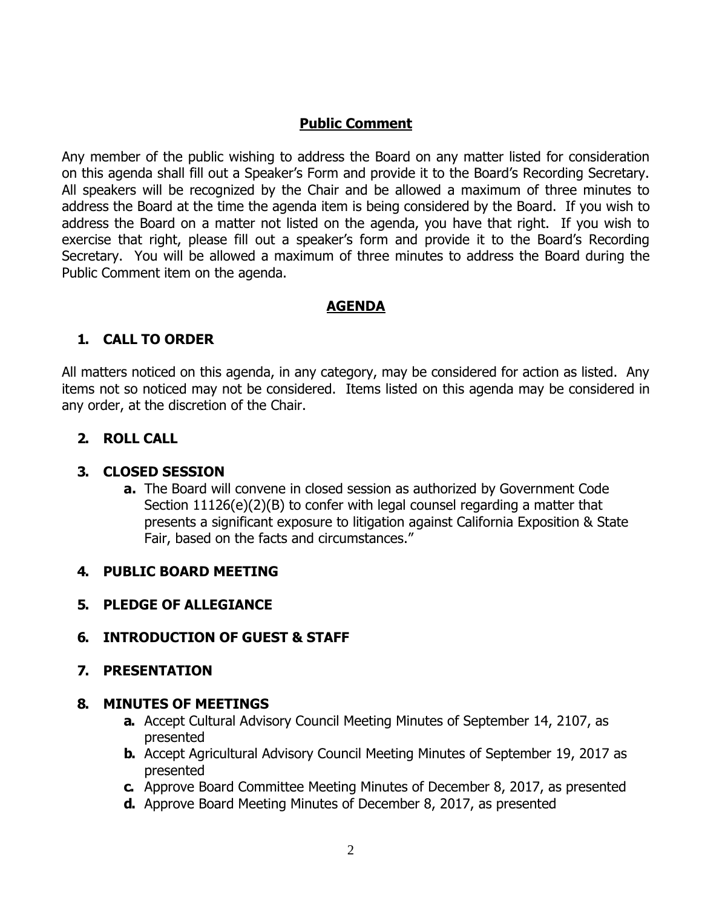## Public Comment

Any member of the public wishing to address the Board on any matter listed for consideration on this agenda shall fill out a Speaker's Form and provide it to the Board's Recording Secretary. All speakers will be recognized by the Chair and be allowed a maximum of three minutes to address the Board at the time the agenda item is being considered by the Board. If you wish to address the Board on a matter not listed on the agenda, you have that right. If you wish to exercise that right, please fill out a speaker's form and provide it to the Board's Recording Secretary. You will be allowed a maximum of three minutes to address the Board during the Public Comment item on the agenda.

## AGENDA

### 1. CALL TO ORDER

All matters noticed on this agenda, in any category, may be considered for action as listed. Any items not so noticed may not be considered. Items listed on this agenda may be considered in any order, at the discretion of the Chair.

### 2. ROLL CALL

### 3. CLOSED SESSION

- **a.** The Board will convene in closed session as authorized by Government Code Section 11126(e)(2)(B) to confer with legal counsel regarding a matter that presents a significant exposure to litigation against California Exposition & State Fair, based on the facts and circumstances."

### 4. PUBLIC BOARD MEETING

### 5. PLEDGE OF ALLEGIANCE

### 6. INTRODUCTION OF GUEST & STAFF

### 7. PRESENTATION

### 8. MINUTES OF MEETINGS

- **a.** Accept Cultural Advisory Council Meeting Minutes of September 14, 2107, as presented
- **b.** Accept Agricultural Advisory Council Meeting Minutes of September 19, 2017 as presented
- **c.** Approve Board Committee Meeting Minutes of December 8, 2017, as presented
- **d.** Approve Board Meeting Minutes of December 8, 2017, as presented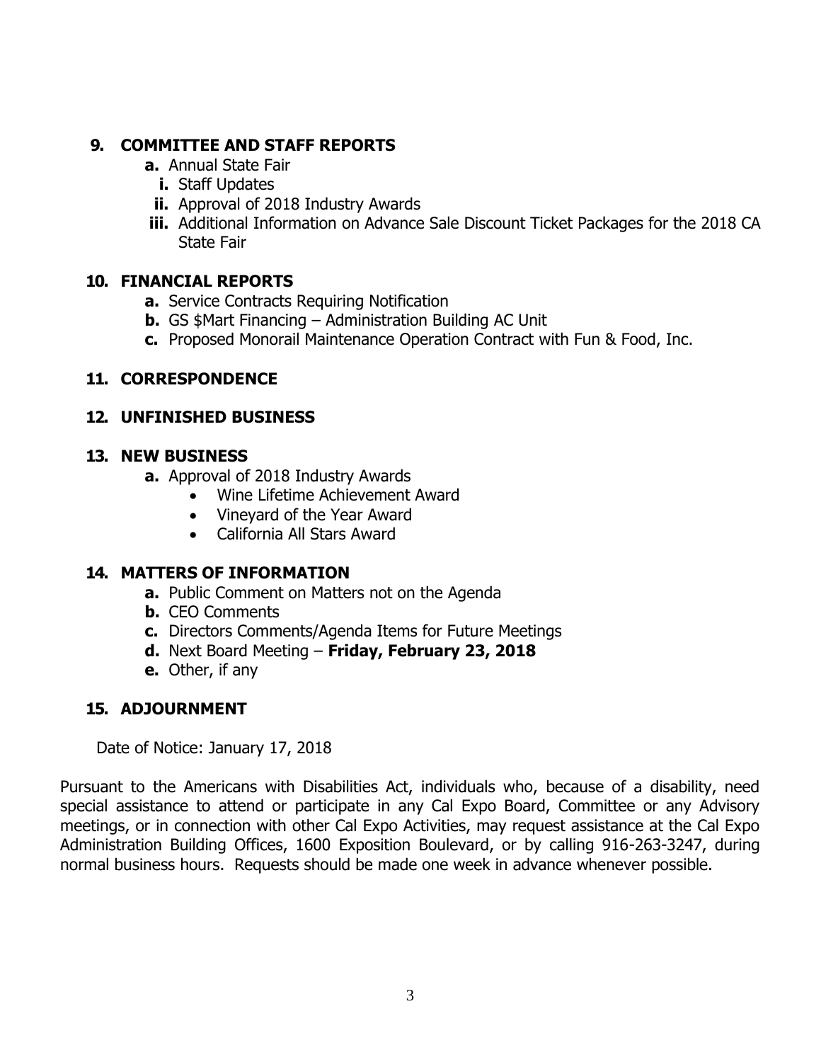**9. COMMITTEE AND STAFF REPORTS**

- **a.** Annual State Fair
  - **i.** Staff Updates
  - **ii.** Approval of 2018 Industry Awards
  - **iii.** Additional Information on Advance Sale Discount Ticket Packages for the 2018 CA State Fair

**10. FINANCIAL REPORTS**

- **a.** Service Contracts Requiring Notification
- **b.** GS $Mart Financing – Administration Building AC Unit
- **c.** Proposed Monorail Maintenance Operation Contract with Fun & Food, Inc.

**11. CORRESPONDENCE**

**12. UNFINISHED BUSINESS**

**13. NEW BUSINESS**

- **a.** Approval of 2018 Industry Awards
  - Wine Lifetime Achievement Award
  - Vineyard of the Year Award
  - California All Stars Award

**14. MATTERS OF INFORMATION**

- **a.** Public Comment on Matters not on the Agenda
- **b.** CEO Comments
- **c.** Directors Comments/Agenda Items for Future Meetings
- **d.** Next Board Meeting – **Friday, February 23, 2018**
- **e.** Other, if any

**15. ADJOURNMENT**

Date of Notice: January 17, 2018

Pursuant to the Americans with Disabilities Act, individuals who, because of a disability, need special assistance to attend or participate in any Cal Expo Board, Committee or any Advisory meetings, or in connection with other Cal Expo Activities, may request assistance at the Cal Expo Administration Building Offices, 1600 Exposition Boulevard, or by calling 916-263-3247, during normal business hours. Requests should be made one week in advance whenever possible.